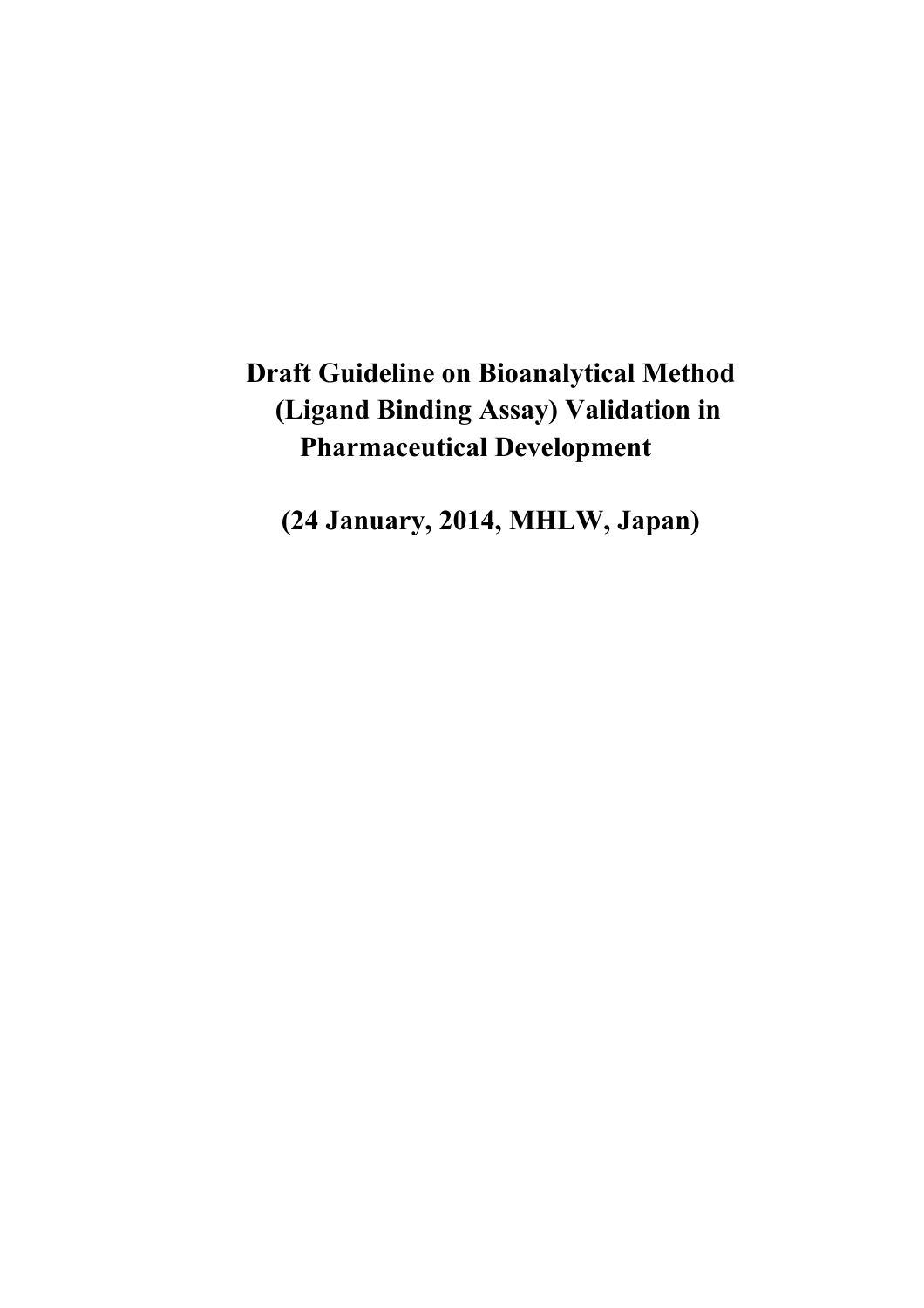# Draft Guideline on Bioanalytical Method (Ligand Binding Assay) Validation in Pharmaceutical Development

**(24 January, 2014, MHLW, Japan)**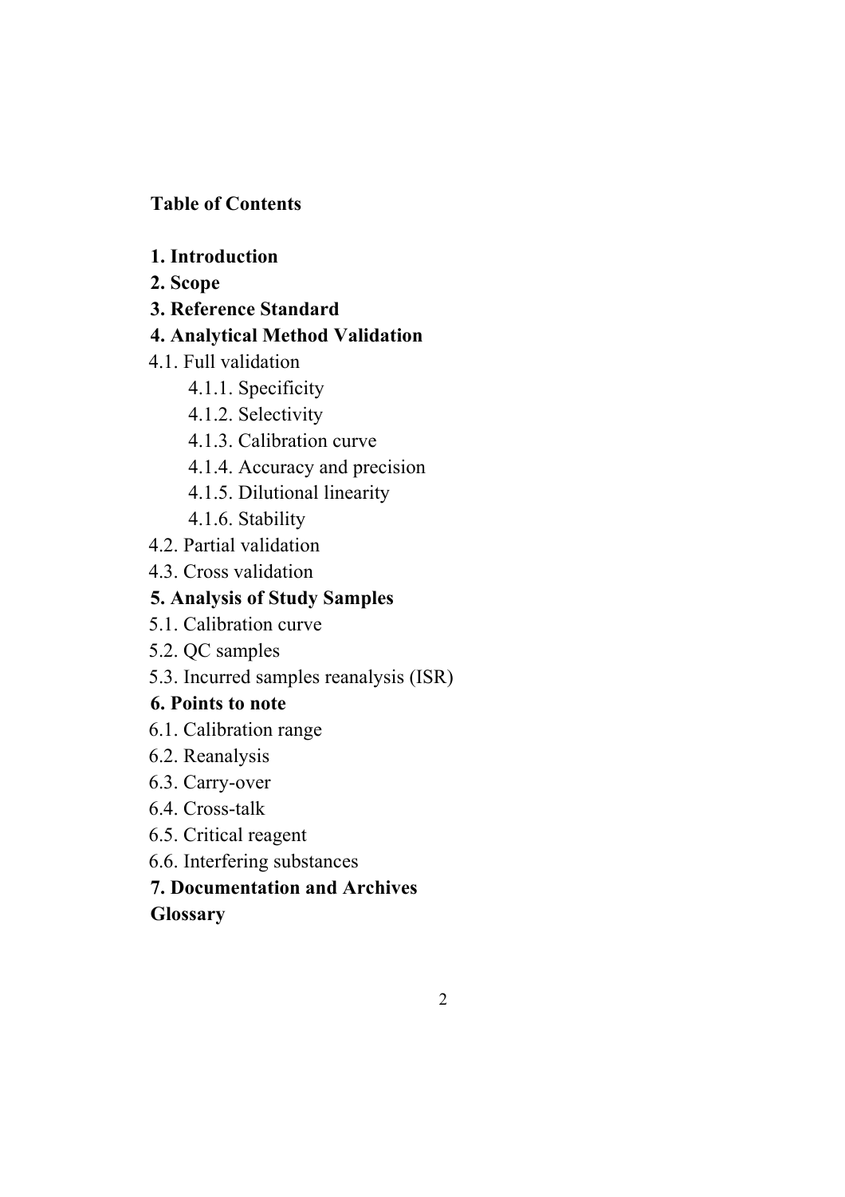**Table of Contents**

**1. Introduction**

**2. Scope**

**3. Reference Standard**

**4. Analytical Method Validation**

4.1. Full validation

- 4.1.1. Specificity
- 4.1.2. Selectivity
- 4.1.3. Calibration curve
- 4.1.4. Accuracy and precision
- 4.1.5. Dilutional linearity
- 4.1.6. Stability

4.2. Partial validation

4.3. Cross validation

**5. Analysis of Study Samples**

5.1. Calibration curve

5.2. QC samples

5.3. Incurred samples reanalysis (ISR)

**6. Points to note**

6.1. Calibration range

6.2. Reanalysis

6.3. Carry-over

6.4. Cross-talk

6.5. Critical reagent

6.6. Interfering substances

**7. Documentation and Archives**

**Glossary**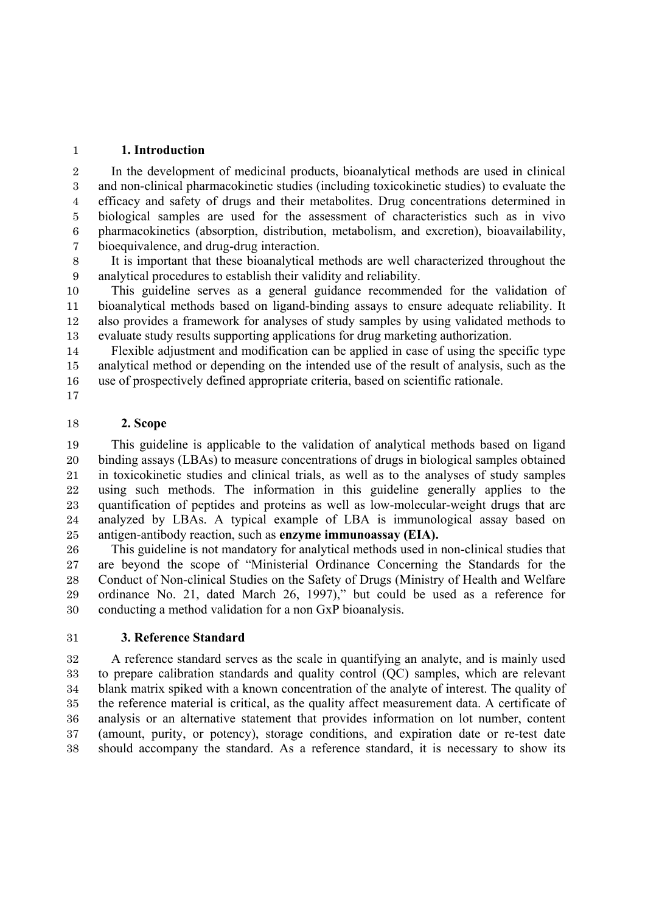## 1. Introduction

In the development of medicinal products, bioanalytical methods are used in clinical and non-clinical pharmacokinetic studies (including toxicokinetic studies) to evaluate the efficacy and safety of drugs and their metabolites. Drug concentrations determined in biological samples are used for the assessment of characteristics such as in vivo pharmacokinetics (absorption, distribution, metabolism, and excretion), bioavailability, bioequivalence, and drug-drug interaction.

It is important that these bioanalytical methods are well characterized throughout the analytical procedures to establish their validity and reliability.

This guideline serves as a general guidance recommended for the validation of bioanalytical methods based on ligand-binding assays to ensure adequate reliability. It also provides a framework for analyses of study samples by using validated methods to evaluate study results supporting applications for drug marketing authorization.

Flexible adjustment and modification can be applied in case of using the specific type analytical method or depending on the intended use of the result of analysis, such as the use of prospectively defined appropriate criteria, based on scientific rationale.

## 2. Scope

This guideline is applicable to the validation of analytical methods based on ligand binding assays (LBAs) to measure concentrations of drugs in biological samples obtained in toxicokinetic studies and clinical trials, as well as to the analyses of study samples using such methods. The information in this guideline generally applies to the quantification of peptides and proteins as well as low-molecular-weight drugs that are analyzed by LBAs. A typical example of LBA is immunological assay based on antigen-antibody reaction, such as **enzyme immunoassay (EIA).**

This guideline is not mandatory for analytical methods used in non-clinical studies that are beyond the scope of "Ministerial Ordinance Concerning the Standards for the Conduct of Non-clinical Studies on the Safety of Drugs (Ministry of Health and Welfare ordinance No. 21, dated March 26, 1997)," but could be used as a reference for conducting a method validation for a non GxP bioanalysis.

## 3. Reference Standard

A reference standard serves as the scale in quantifying an analyte, and is mainly used to prepare calibration standards and quality control (QC) samples, which are relevant blank matrix spiked with a known concentration of the analyte of interest. The quality of the reference material is critical, as the quality affect measurement data. A certificate of analysis or an alternative statement that provides information on lot number, content (amount, purity, or potency), storage conditions, and expiration date or re-test date should accompany the standard. As a reference standard, it is necessary to show its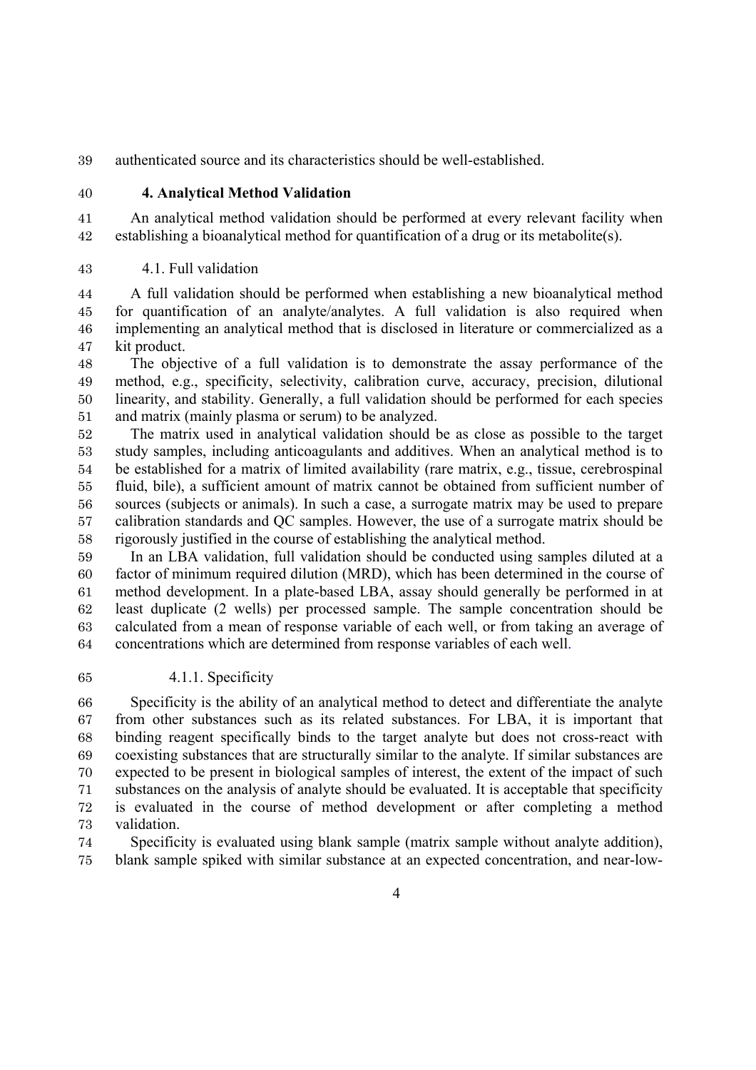authenticated source and its characteristics should be well-established.

## 4. Analytical Method Validation

An analytical method validation should be performed at every relevant facility when establishing a bioanalytical method for quantification of a drug or its metabolite(s).

### 4.1. Full validation

A full validation should be performed when establishing a new bioanalytical method for quantification of an analyte/analytes. A full validation is also required when implementing an analytical method that is disclosed in literature or commercialized as a kit product.

The objective of a full validation is to demonstrate the assay performance of the method, e.g., specificity, selectivity, calibration curve, accuracy, precision, dilutional linearity, and stability. Generally, a full validation should be performed for each species and matrix (mainly plasma or serum) to be analyzed.

The matrix used in analytical validation should be as close as possible to the target study samples, including anticoagulants and additives. When an analytical method is to be established for a matrix of limited availability (rare matrix, e.g., tissue, cerebrospinal fluid, bile), a sufficient amount of matrix cannot be obtained from sufficient number of sources (subjects or animals). In such a case, a surrogate matrix may be used to prepare calibration standards and QC samples. However, the use of a surrogate matrix should be rigorously justified in the course of establishing the analytical method.

In an LBA validation, full validation should be conducted using samples diluted at a factor of minimum required dilution (MRD), which has been determined in the course of method development. In a plate-based LBA, assay should generally be performed in at least duplicate (2 wells) per processed sample. The sample concentration should be calculated from a mean of response variable of each well, or from taking an average of concentrations which are determined from response variables of each well.

#### 4.1.1. Specificity

Specificity is the ability of an analytical method to detect and differentiate the analyte from other substances such as its related substances. For LBA, it is important that binding reagent specifically binds to the target analyte but does not cross-react with coexisting substances that are structurally similar to the analyte. If similar substances are expected to be present in biological samples of interest, the extent of the impact of such substances on the analysis of analyte should be evaluated. It is acceptable that specificity is evaluated in the course of method development or after completing a method validation.

Specificity is evaluated using blank sample (matrix sample without analyte addition), blank sample spiked with similar substance at an expected concentration, and near-low-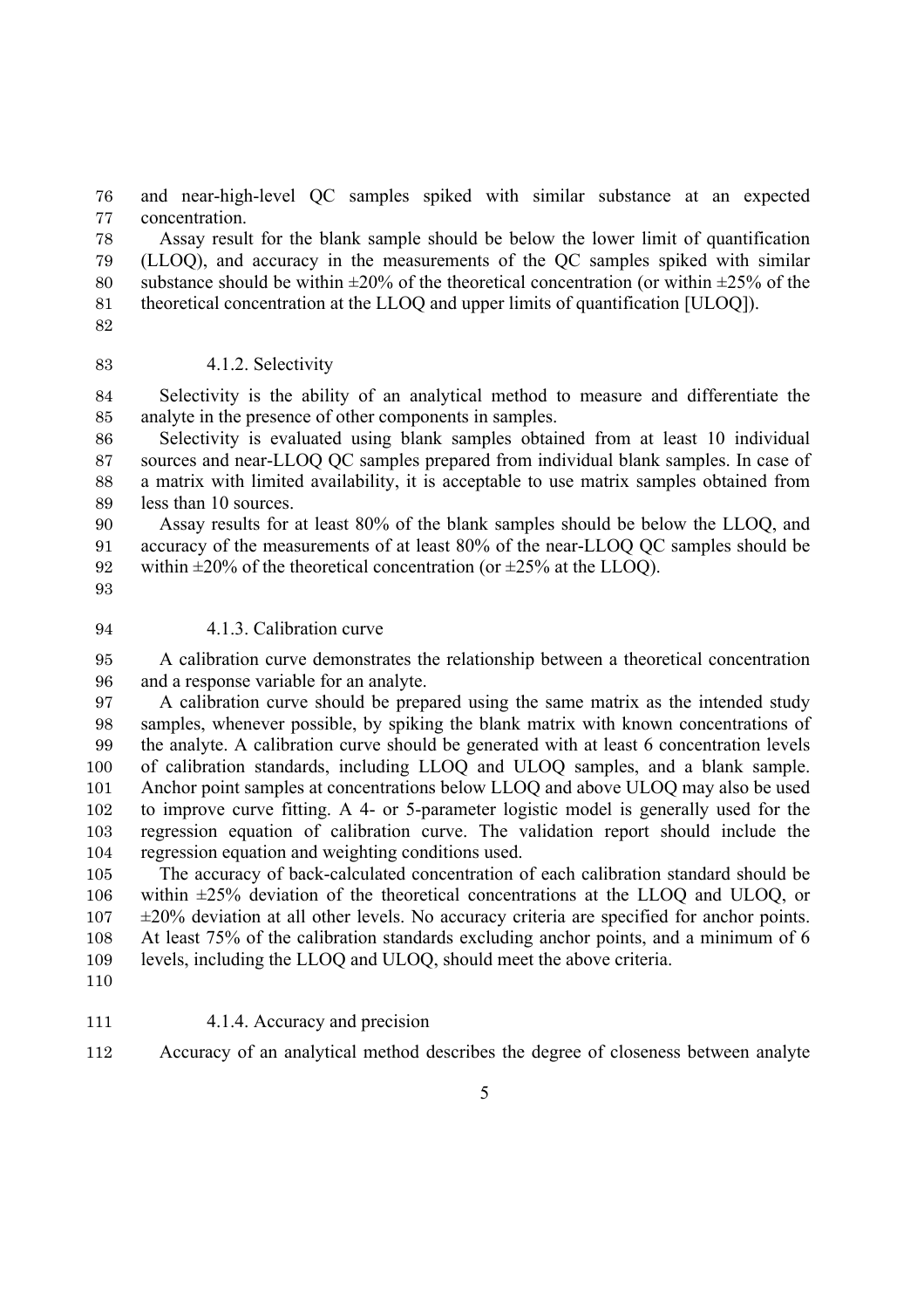and near-high-level QC samples spiked with similar substance at an expected concentration.

Assay result for the blank sample should be below the lower limit of quantification (LLOQ), and accuracy in the measurements of the QC samples spiked with similar substance should be within ±20% of the theoretical concentration (or within ±25% of the theoretical concentration at the LLOQ and upper limits of quantification [ULOQ]).

#### 4.1.2. Selectivity

Selectivity is the ability of an analytical method to measure and differentiate the analyte in the presence of other components in samples.

Selectivity is evaluated using blank samples obtained from at least 10 individual sources and near-LLOQ QC samples prepared from individual blank samples. In case of a matrix with limited availability, it is acceptable to use matrix samples obtained from less than 10 sources.

Assay results for at least 80% of the blank samples should be below the LLOQ, and accuracy of the measurements of at least 80% of the near-LLOQ QC samples should be within ±20% of the theoretical concentration (or ±25% at the LLOQ).

#### 4.1.3. Calibration curve

A calibration curve demonstrates the relationship between a theoretical concentration and a response variable for an analyte.

A calibration curve should be prepared using the same matrix as the intended study samples, whenever possible, by spiking the blank matrix with known concentrations of the analyte. A calibration curve should be generated with at least 6 concentration levels of calibration standards, including LLOQ and ULOQ samples, and a blank sample. Anchor point samples at concentrations below LLOQ and above ULOQ may also be used to improve curve fitting. A 4- or 5-parameter logistic model is generally used for the regression equation of calibration curve. The validation report should include the regression equation and weighting conditions used.

The accuracy of back-calculated concentration of each calibration standard should be within ±25% deviation of the theoretical concentrations at the LLOQ and ULOQ, or ±20% deviation at all other levels. No accuracy criteria are specified for anchor points. At least 75% of the calibration standards excluding anchor points, and a minimum of 6 levels, including the LLOQ and ULOQ, should meet the above criteria.

#### 4.1.4. Accuracy and precision

Accuracy of an analytical method describes the degree of closeness between analyte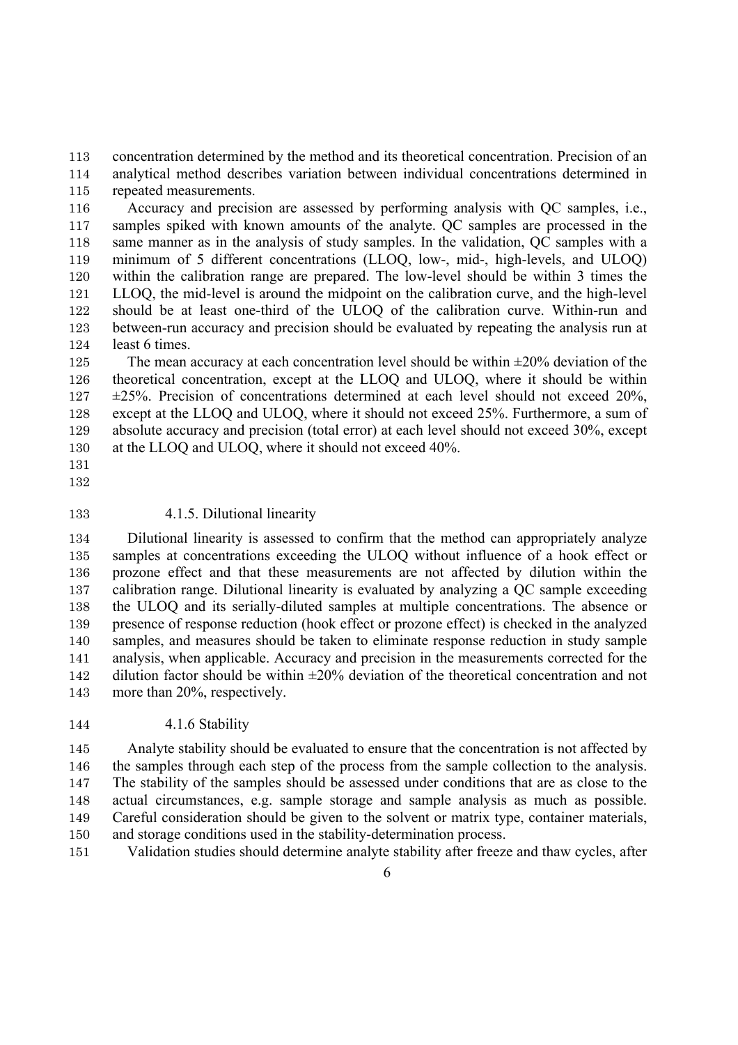concentration determined by the method and its theoretical concentration. Precision of an analytical method describes variation between individual concentrations determined in repeated measurements.

Accuracy and precision are assessed by performing analysis with QC samples, i.e., samples spiked with known amounts of the analyte. QC samples are processed in the same manner as in the analysis of study samples. In the validation, QC samples with a minimum of 5 different concentrations (LLOQ, low-, mid-, high-levels, and ULOQ) within the calibration range are prepared. The low-level should be within 3 times the LLOQ, the mid-level is around the midpoint on the calibration curve, and the high-level should be at least one-third of the ULOQ of the calibration curve. Within-run and between-run accuracy and precision should be evaluated by repeating the analysis run at least 6 times.

The mean accuracy at each concentration level should be within ±20% deviation of the theoretical concentration, except at the LLOQ and ULOQ, where it should be within ±25%. Precision of concentrations determined at each level should not exceed 20%, except at the LLOQ and ULOQ, where it should not exceed 25%. Furthermore, a sum of absolute accuracy and precision (total error) at each level should not exceed 30%, except at the LLOQ and ULOQ, where it should not exceed 40%.

#### 4.1.5. Dilutional linearity

Dilutional linearity is assessed to confirm that the method can appropriately analyze samples at concentrations exceeding the ULOQ without influence of a hook effect or prozone effect and that these measurements are not affected by dilution within the calibration range. Dilutional linearity is evaluated by analyzing a QC sample exceeding the ULOQ and its serially-diluted samples at multiple concentrations. The absence or presence of response reduction (hook effect or prozone effect) is checked in the analyzed samples, and measures should be taken to eliminate response reduction in study sample analysis, when applicable. Accuracy and precision in the measurements corrected for the dilution factor should be within ±20% deviation of the theoretical concentration and not more than 20%, respectively.

#### 4.1.6 Stability

Analyte stability should be evaluated to ensure that the concentration is not affected by the samples through each step of the process from the sample collection to the analysis. The stability of the samples should be assessed under conditions that are as close to the actual circumstances, e.g. sample storage and sample analysis as much as possible. Careful consideration should be given to the solvent or matrix type, container materials, and storage conditions used in the stability-determination process.

Validation studies should determine analyte stability after freeze and thaw cycles, after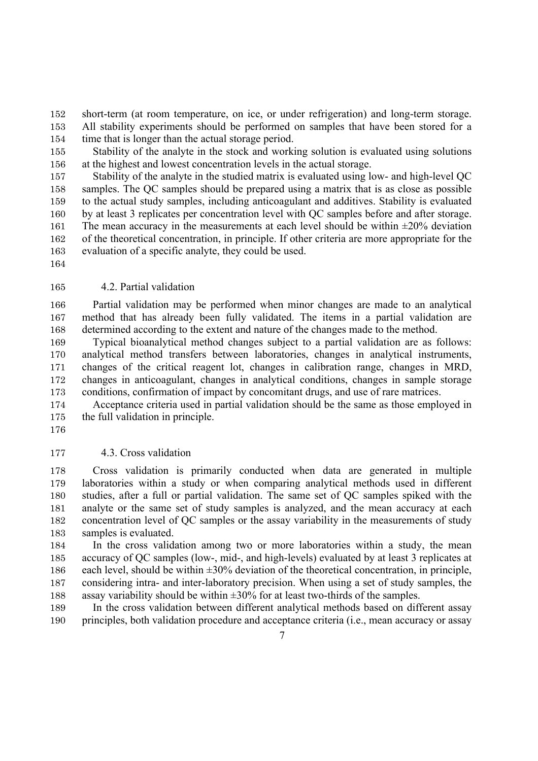short-term (at room temperature, on ice, or under refrigeration) and long-term storage. All stability experiments should be performed on samples that have been stored for a time that is longer than the actual storage period.

Stability of the analyte in the stock and working solution is evaluated using solutions at the highest and lowest concentration levels in the actual storage.

Stability of the analyte in the studied matrix is evaluated using low- and high-level QC samples. The QC samples should be prepared using a matrix that is as close as possible to the actual study samples, including anticoagulant and additives. Stability is evaluated by at least 3 replicates per concentration level with QC samples before and after storage. The mean accuracy in the measurements at each level should be within ±20% deviation of the theoretical concentration, in principle. If other criteria are more appropriate for the evaluation of a specific analyte, they could be used.

### 4.2. Partial validation

Partial validation may be performed when minor changes are made to an analytical method that has already been fully validated. The items in a partial validation are determined according to the extent and nature of the changes made to the method.

Typical bioanalytical method changes subject to a partial validation are as follows: analytical method transfers between laboratories, changes in analytical instruments, changes of the critical reagent lot, changes in calibration range, changes in MRD, changes in anticoagulant, changes in analytical conditions, changes in sample storage conditions, confirmation of impact by concomitant drugs, and use of rare matrices.

Acceptance criteria used in partial validation should be the same as those employed in the full validation in principle.

### 4.3. Cross validation

Cross validation is primarily conducted when data are generated in multiple laboratories within a study or when comparing analytical methods used in different studies, after a full or partial validation. The same set of QC samples spiked with the analyte or the same set of study samples is analyzed, and the mean accuracy at each concentration level of QC samples or the assay variability in the measurements of study samples is evaluated.

In the cross validation among two or more laboratories within a study, the mean accuracy of QC samples (low-, mid-, and high-levels) evaluated by at least 3 replicates at each level, should be within ±30% deviation of the theoretical concentration, in principle, considering intra- and inter-laboratory precision. When using a set of study samples, the assay variability should be within ±30% for at least two-thirds of the samples.

In the cross validation between different analytical methods based on different assay principles, both validation procedure and acceptance criteria (i.e., mean accuracy or assay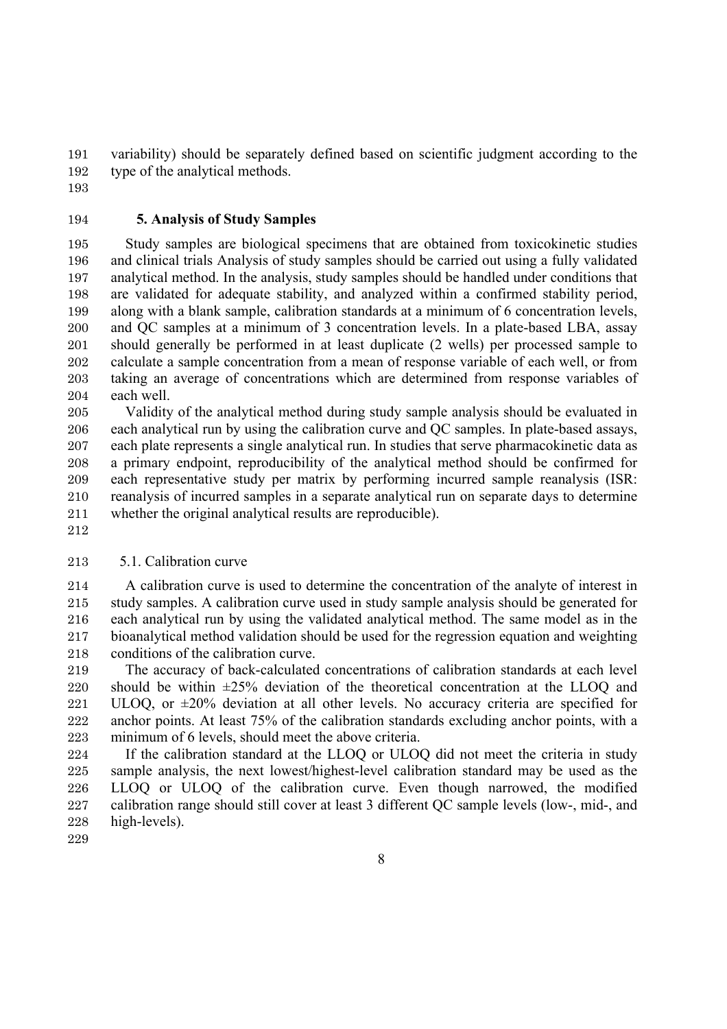variability) should be separately defined based on scientific judgment according to the type of the analytical methods.

## 5. Analysis of Study Samples

Study samples are biological specimens that are obtained from toxicokinetic studies and clinical trials Analysis of study samples should be carried out using a fully validated analytical method. In the analysis, study samples should be handled under conditions that are validated for adequate stability, and analyzed within a confirmed stability period, along with a blank sample, calibration standards at a minimum of 6 concentration levels, and QC samples at a minimum of 3 concentration levels. In a plate-based LBA, assay should generally be performed in at least duplicate (2 wells) per processed sample to calculate a sample concentration from a mean of response variable of each well, or from taking an average of concentrations which are determined from response variables of each well.

Validity of the analytical method during study sample analysis should be evaluated in each analytical run by using the calibration curve and QC samples. In plate-based assays, each plate represents a single analytical run. In studies that serve pharmacokinetic data as a primary endpoint, reproducibility of the analytical method should be confirmed for each representative study per matrix by performing incurred sample reanalysis (ISR: reanalysis of incurred samples in a separate analytical run on separate days to determine whether the original analytical results are reproducible).

### 5.1. Calibration curve

A calibration curve is used to determine the concentration of the analyte of interest in study samples. A calibration curve used in study sample analysis should be generated for each analytical run by using the validated analytical method. The same model as in the bioanalytical method validation should be used for the regression equation and weighting conditions of the calibration curve.

The accuracy of back-calculated concentrations of calibration standards at each level should be within ±25% deviation of the theoretical concentration at the LLOQ and ULOQ, or ±20% deviation at all other levels. No accuracy criteria are specified for anchor points. At least 75% of the calibration standards excluding anchor points, with a minimum of 6 levels, should meet the above criteria.

If the calibration standard at the LLOQ or ULOQ did not meet the criteria in study sample analysis, the next lowest/highest-level calibration standard may be used as the LLOQ or ULOQ of the calibration curve. Even though narrowed, the modified calibration range should still cover at least 3 different QC sample levels (low-, mid-, and high-levels).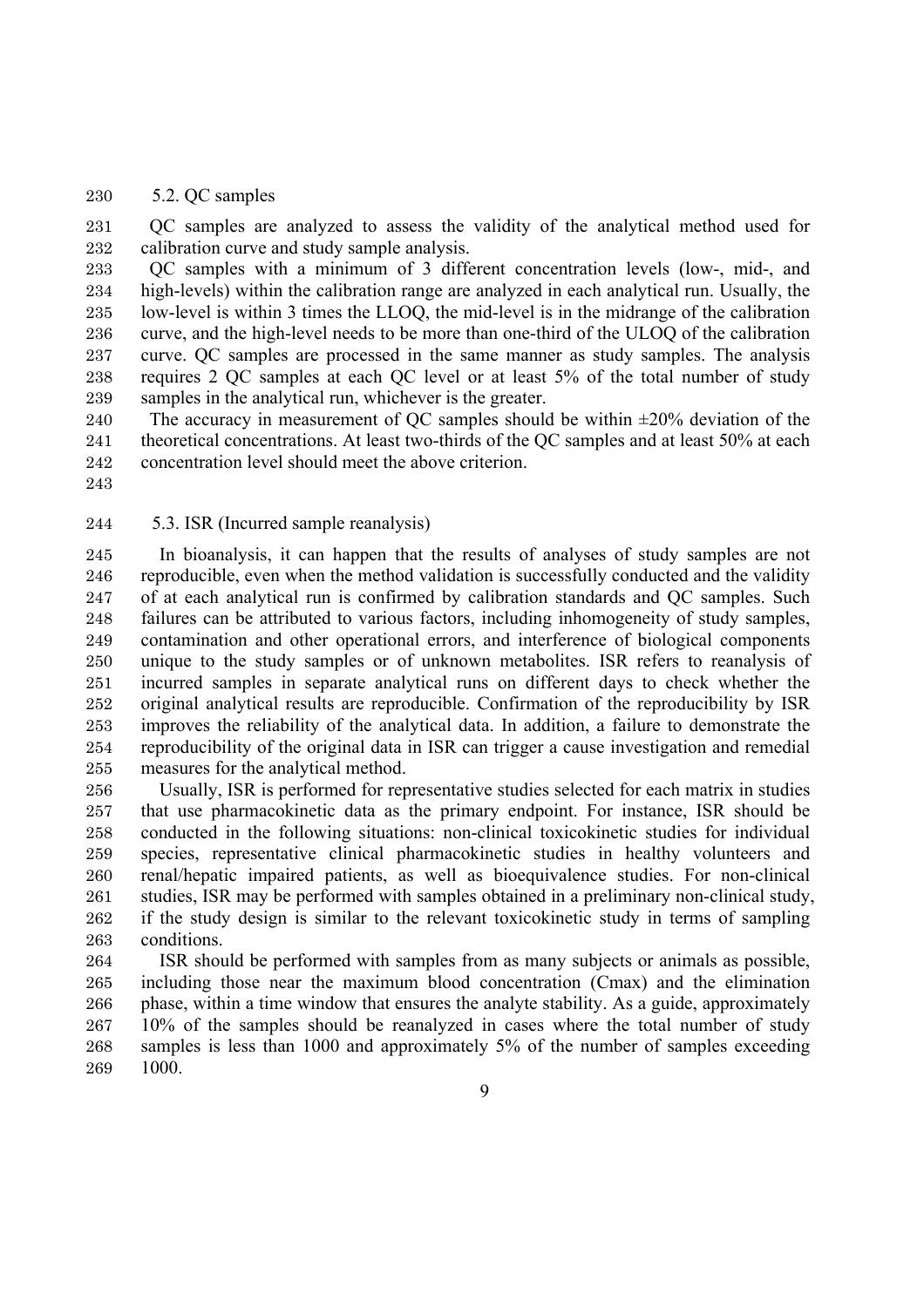### 5.2. QC samples

QC samples are analyzed to assess the validity of the analytical method used for calibration curve and study sample analysis.

QC samples with a minimum of 3 different concentration levels (low-, mid-, and high-levels) within the calibration range are analyzed in each analytical run. Usually, the low-level is within 3 times the LLOQ, the mid-level is in the midrange of the calibration curve, and the high-level needs to be more than one-third of the ULOQ of the calibration curve. QC samples are processed in the same manner as study samples. The analysis requires 2 QC samples at each QC level or at least 5% of the total number of study samples in the analytical run, whichever is the greater.

The accuracy in measurement of QC samples should be within ±20% deviation of the theoretical concentrations. At least two-thirds of the QC samples and at least 50% at each concentration level should meet the above criterion.

### 5.3. ISR (Incurred sample reanalysis)

In bioanalysis, it can happen that the results of analyses of study samples are not reproducible, even when the method validation is successfully conducted and the validity of at each analytical run is confirmed by calibration standards and QC samples. Such failures can be attributed to various factors, including inhomogeneity of study samples, contamination and other operational errors, and interference of biological components unique to the study samples or of unknown metabolites. ISR refers to reanalysis of incurred samples in separate analytical runs on different days to check whether the original analytical results are reproducible. Confirmation of the reproducibility by ISR improves the reliability of the analytical data. In addition, a failure to demonstrate the reproducibility of the original data in ISR can trigger a cause investigation and remedial measures for the analytical method.

Usually, ISR is performed for representative studies selected for each matrix in studies that use pharmacokinetic data as the primary endpoint. For instance, ISR should be conducted in the following situations: non-clinical toxicokinetic studies for individual species, representative clinical pharmacokinetic studies in healthy volunteers and renal/hepatic impaired patients, as well as bioequivalence studies. For non-clinical studies, ISR may be performed with samples obtained in a preliminary non-clinical study, if the study design is similar to the relevant toxicokinetic study in terms of sampling conditions.

ISR should be performed with samples from as many subjects or animals as possible, including those near the maximum blood concentration (Cmax) and the elimination phase, within a time window that ensures the analyte stability. As a guide, approximately 10% of the samples should be reanalyzed in cases where the total number of study samples is less than 1000 and approximately 5% of the number of samples exceeding 1000.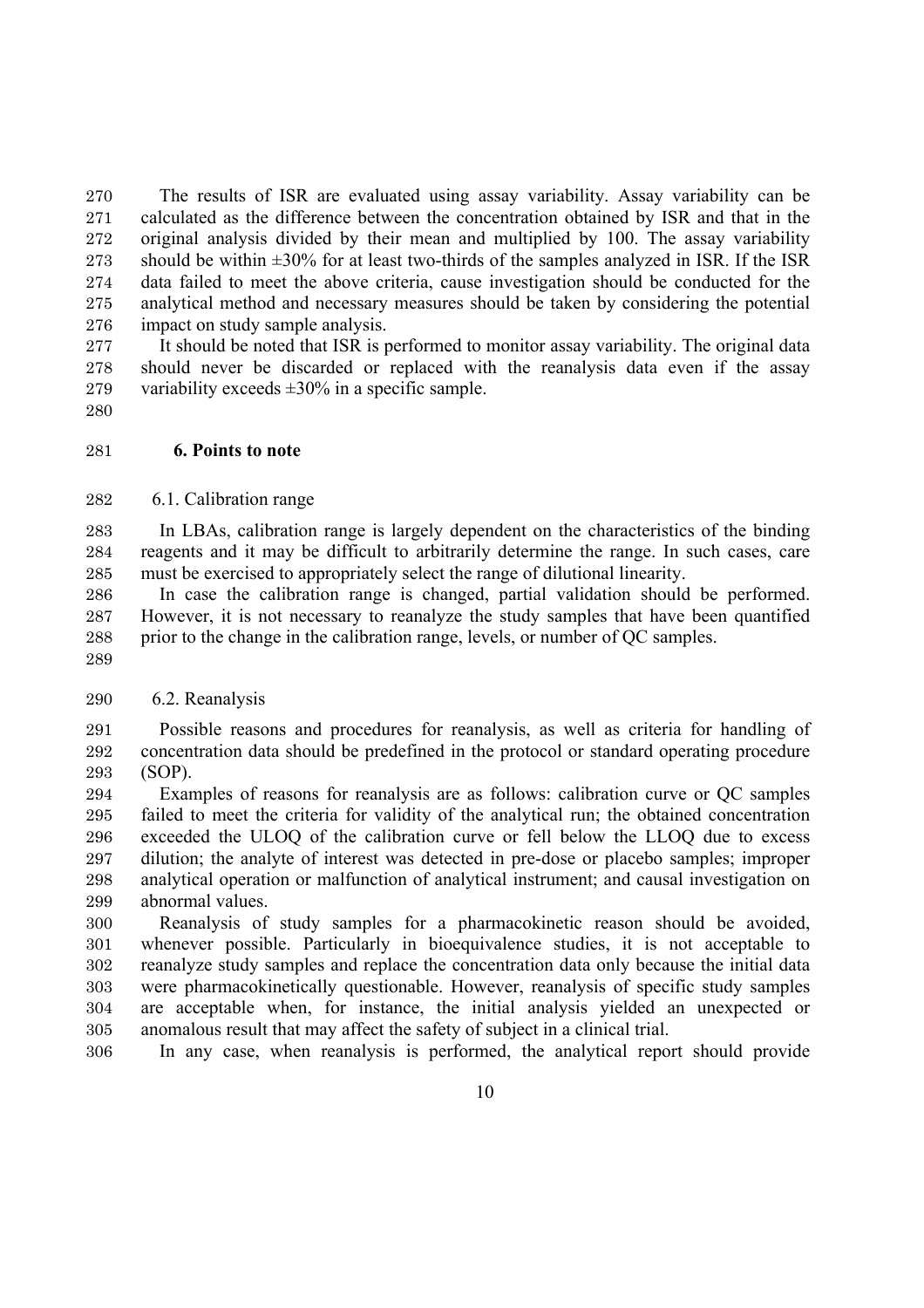The results of ISR are evaluated using assay variability. Assay variability can be calculated as the difference between the concentration obtained by ISR and that in the original analysis divided by their mean and multiplied by 100. The assay variability should be within ±30% for at least two-thirds of the samples analyzed in ISR. If the ISR data failed to meet the above criteria, cause investigation should be conducted for the analytical method and necessary measures should be taken by considering the potential impact on study sample analysis.

It should be noted that ISR is performed to monitor assay variability. The original data should never be discarded or replaced with the reanalysis data even if the assay variability exceeds ±30% in a specific sample.

## 6. Points to note

### 6.1. Calibration range

In LBAs, calibration range is largely dependent on the characteristics of the binding reagents and it may be difficult to arbitrarily determine the range. In such cases, care must be exercised to appropriately select the range of dilutional linearity.

In case the calibration range is changed, partial validation should be performed. However, it is not necessary to reanalyze the study samples that have been quantified prior to the change in the calibration range, levels, or number of QC samples.

### 6.2. Reanalysis

Possible reasons and procedures for reanalysis, as well as criteria for handling of concentration data should be predefined in the protocol or standard operating procedure (SOP).

Examples of reasons for reanalysis are as follows: calibration curve or QC samples failed to meet the criteria for validity of the analytical run; the obtained concentration exceeded the ULOQ of the calibration curve or fell below the LLOQ due to excess dilution; the analyte of interest was detected in pre-dose or placebo samples; improper analytical operation or malfunction of analytical instrument; and causal investigation on abnormal values.

Reanalysis of study samples for a pharmacokinetic reason should be avoided, whenever possible. Particularly in bioequivalence studies, it is not acceptable to reanalyze study samples and replace the concentration data only because the initial data were pharmacokinetically questionable. However, reanalysis of specific study samples are acceptable when, for instance, the initial analysis yielded an unexpected or anomalous result that may affect the safety of subject in a clinical trial.

In any case, when reanalysis is performed, the analytical report should provide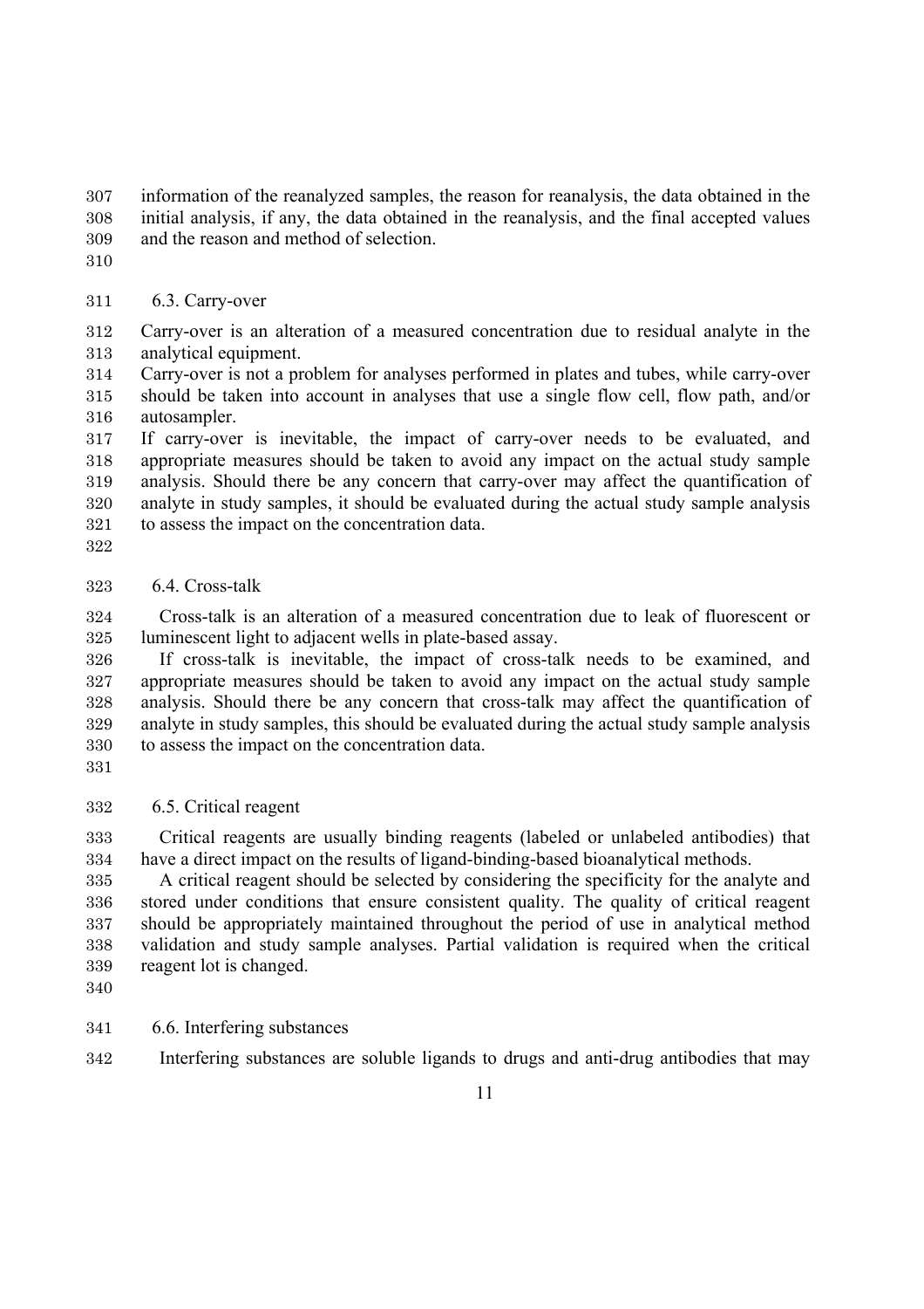information of the reanalyzed samples, the reason for reanalysis, the data obtained in the initial analysis, if any, the data obtained in the reanalysis, and the final accepted values and the reason and method of selection.

### 6.3. Carry-over

Carry-over is an alteration of a measured concentration due to residual analyte in the analytical equipment.

Carry-over is not a problem for analyses performed in plates and tubes, while carry-over should be taken into account in analyses that use a single flow cell, flow path, and/or autosampler.

If carry-over is inevitable, the impact of carry-over needs to be evaluated, and appropriate measures should be taken to avoid any impact on the actual study sample analysis. Should there be any concern that carry-over may affect the quantification of analyte in study samples, it should be evaluated during the actual study sample analysis to assess the impact on the concentration data.

### 6.4. Cross-talk

Cross-talk is an alteration of a measured concentration due to leak of fluorescent or luminescent light to adjacent wells in plate-based assay.

If cross-talk is inevitable, the impact of cross-talk needs to be examined, and appropriate measures should be taken to avoid any impact on the actual study sample analysis. Should there be any concern that cross-talk may affect the quantification of analyte in study samples, this should be evaluated during the actual study sample analysis to assess the impact on the concentration data.

### 6.5. Critical reagent

Critical reagents are usually binding reagents (labeled or unlabeled antibodies) that have a direct impact on the results of ligand-binding-based bioanalytical methods.

A critical reagent should be selected by considering the specificity for the analyte and stored under conditions that ensure consistent quality. The quality of critical reagent should be appropriately maintained throughout the period of use in analytical method validation and study sample analyses. Partial validation is required when the critical reagent lot is changed.

### 6.6. Interfering substances

Interfering substances are soluble ligands to drugs and anti-drug antibodies that may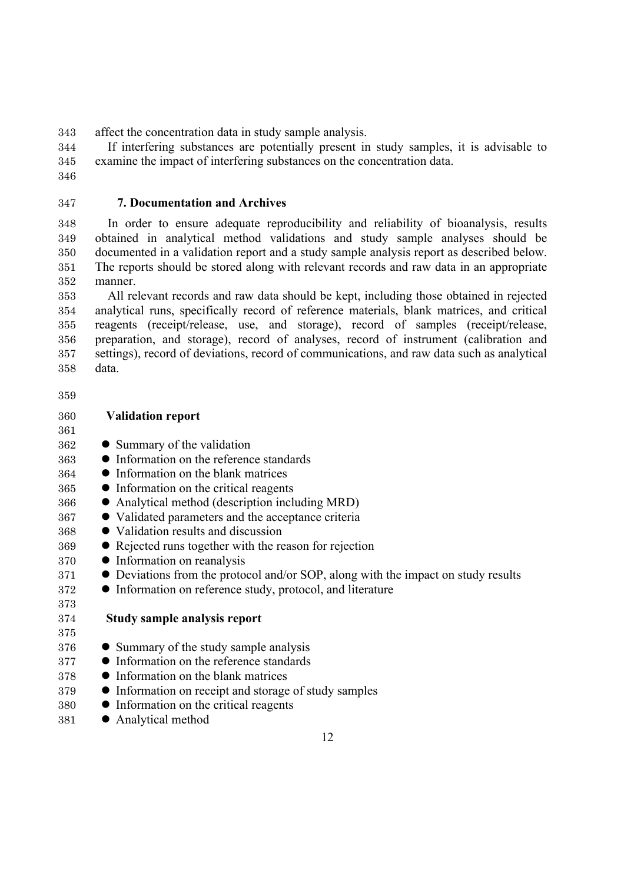affect the concentration data in study sample analysis.

If interfering substances are potentially present in study samples, it is advisable to examine the impact of interfering substances on the concentration data.

## 7. Documentation and Archives

In order to ensure adequate reproducibility and reliability of bioanalysis, results obtained in analytical method validations and study sample analyses should be documented in a validation report and a study sample analysis report as described below. The reports should be stored along with relevant records and raw data in an appropriate manner.

All relevant records and raw data should be kept, including those obtained in rejected analytical runs, specifically record of reference materials, blank matrices, and critical reagents (receipt/release, use, and storage), record of samples (receipt/release, preparation, and storage), record of analyses, record of instrument (calibration and settings), record of deviations, record of communications, and raw data such as analytical data.

**Validation report**

- Summary of the validation
- Information on the reference standards
- Information on the blank matrices
- Information on the critical reagents
- Analytical method (description including MRD)
- Validated parameters and the acceptance criteria
- Validation results and discussion
- Rejected runs together with the reason for rejection
- Information on reanalysis
- Deviations from the protocol and/or SOP, along with the impact on study results
- Information on reference study, protocol, and literature

**Study sample analysis report**

- Summary of the study sample analysis
- Information on the reference standards
- Information on the blank matrices
- Information on receipt and storage of study samples
- Information on the critical reagents
- Analytical method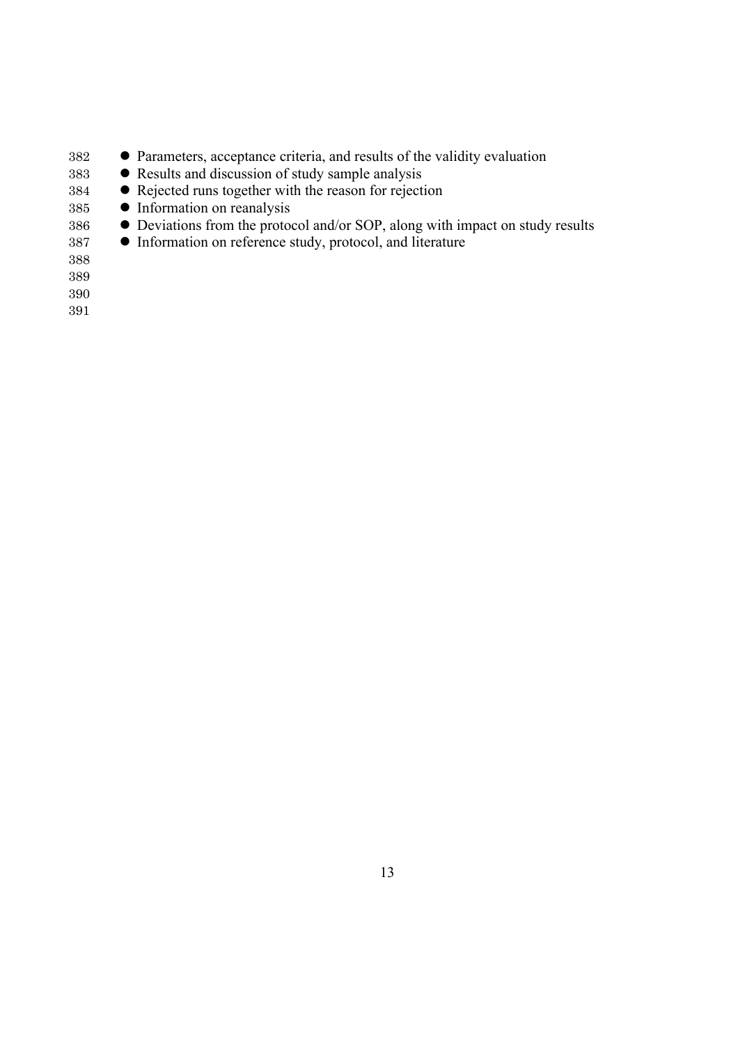- Parameters, acceptance criteria, and results of the validity evaluation
- Results and discussion of study sample analysis
- Rejected runs together with the reason for rejection
- Information on reanalysis
- Deviations from the protocol and/or SOP, along with impact on study results
- Information on reference study, protocol, and literature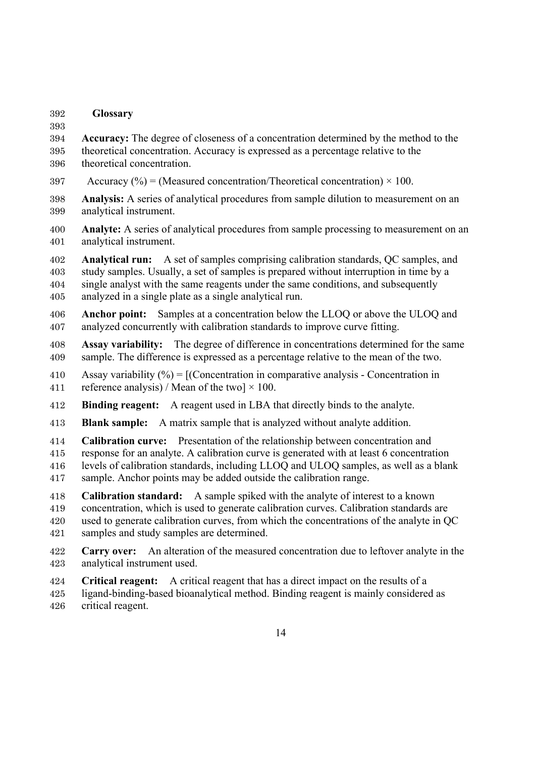## Glossary

**Accuracy:** The degree of closeness of a concentration determined by the method to the theoretical concentration. Accuracy is expressed as a percentage relative to the theoretical concentration.

Accuracy (%) = (Measured concentration/Theoretical concentration) × 100.

**Analysis:** A series of analytical procedures from sample dilution to measurement on an analytical instrument.

**Analyte:** A series of analytical procedures from sample processing to measurement on an analytical instrument.

**Analytical run:** A set of samples comprising calibration standards, QC samples, and study samples. Usually, a set of samples is prepared without interruption in time by a single analyst with the same reagents under the same conditions, and subsequently analyzed in a single plate as a single analytical run.

**Anchor point:** Samples at a concentration below the LLOQ or above the ULOQ and analyzed concurrently with calibration standards to improve curve fitting.

**Assay variability:** The degree of difference in concentrations determined for the same sample. The difference is expressed as a percentage relative to the mean of the two.

Assay variability (%) = [(Concentration in comparative analysis - Concentration in reference analysis) / Mean of the two] × 100.

**Binding reagent:** A reagent used in LBA that directly binds to the analyte.

**Blank sample:** A matrix sample that is analyzed without analyte addition.

**Calibration curve:** Presentation of the relationship between concentration and response for an analyte. A calibration curve is generated with at least 6 concentration levels of calibration standards, including LLOQ and ULOQ samples, as well as a blank sample. Anchor points may be added outside the calibration range.

**Calibration standard:** A sample spiked with the analyte of interest to a known concentration, which is used to generate calibration curves. Calibration standards are used to generate calibration curves, from which the concentrations of the analyte in QC samples and study samples are determined.

**Carry over:** An alteration of the measured concentration due to leftover analyte in the analytical instrument used.

**Critical reagent:** A critical reagent that has a direct impact on the results of a ligand-binding-based bioanalytical method. Binding reagent is mainly considered as critical reagent.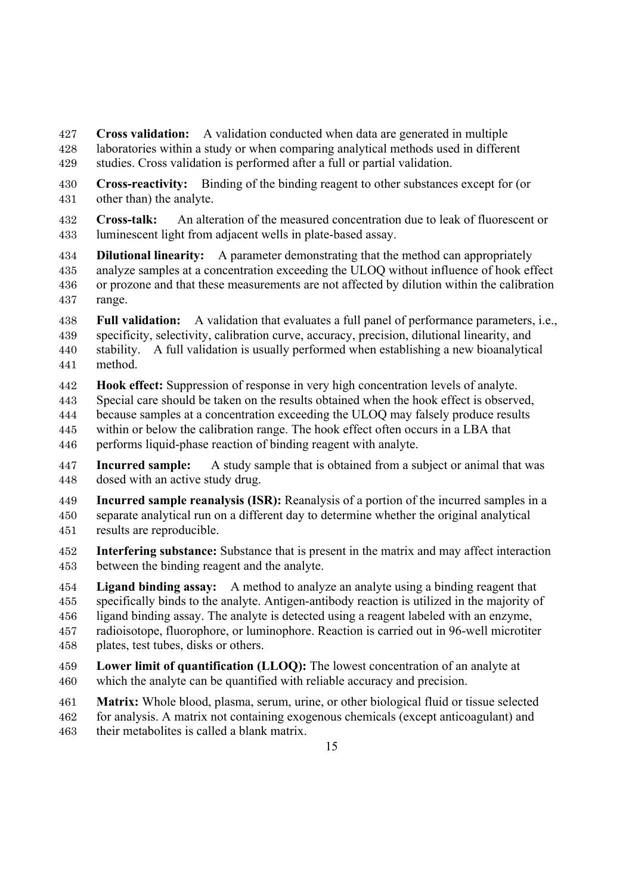**Cross validation:** A validation conducted when data are generated in multiple laboratories within a study or when comparing analytical methods used in different studies. Cross validation is performed after a full or partial validation.

**Cross-reactivity:** Binding of the binding reagent to other substances except for (or other than) the analyte.

**Cross-talk:** An alteration of the measured concentration due to leak of fluorescent or luminescent light from adjacent wells in plate-based assay.

**Dilutional linearity:** A parameter demonstrating that the method can appropriately analyze samples at a concentration exceeding the ULOQ without influence of hook effect or prozone and that these measurements are not affected by dilution within the calibration range.

**Full validation:** A validation that evaluates a full panel of performance parameters, i.e., specificity, selectivity, calibration curve, accuracy, precision, dilutional linearity, and stability. A full validation is usually performed when establishing a new bioanalytical method.

**Hook effect:** Suppression of response in very high concentration levels of analyte. Special care should be taken on the results obtained when the hook effect is observed, because samples at a concentration exceeding the ULOQ may falsely produce results within or below the calibration range. The hook effect often occurs in a LBA that performs liquid-phase reaction of binding reagent with analyte.

**Incurred sample:** A study sample that is obtained from a subject or animal that was dosed with an active study drug.

**Incurred sample reanalysis (ISR):** Reanalysis of a portion of the incurred samples in a separate analytical run on a different day to determine whether the original analytical results are reproducible.

**Interfering substance:** Substance that is present in the matrix and may affect interaction between the binding reagent and the analyte.

**Ligand binding assay:** A method to analyze an analyte using a binding reagent that specifically binds to the analyte. Antigen-antibody reaction is utilized in the majority of ligand binding assay. The analyte is detected using a reagent labeled with an enzyme, radioisotope, fluorophore, or luminophore. Reaction is carried out in 96-well microtiter plates, test tubes, disks or others.

**Lower limit of quantification (LLOQ):** The lowest concentration of an analyte at which the analyte can be quantified with reliable accuracy and precision.

**Matrix:** Whole blood, plasma, serum, urine, or other biological fluid or tissue selected for analysis. A matrix not containing exogenous chemicals (except anticoagulant) and their metabolites is called a blank matrix.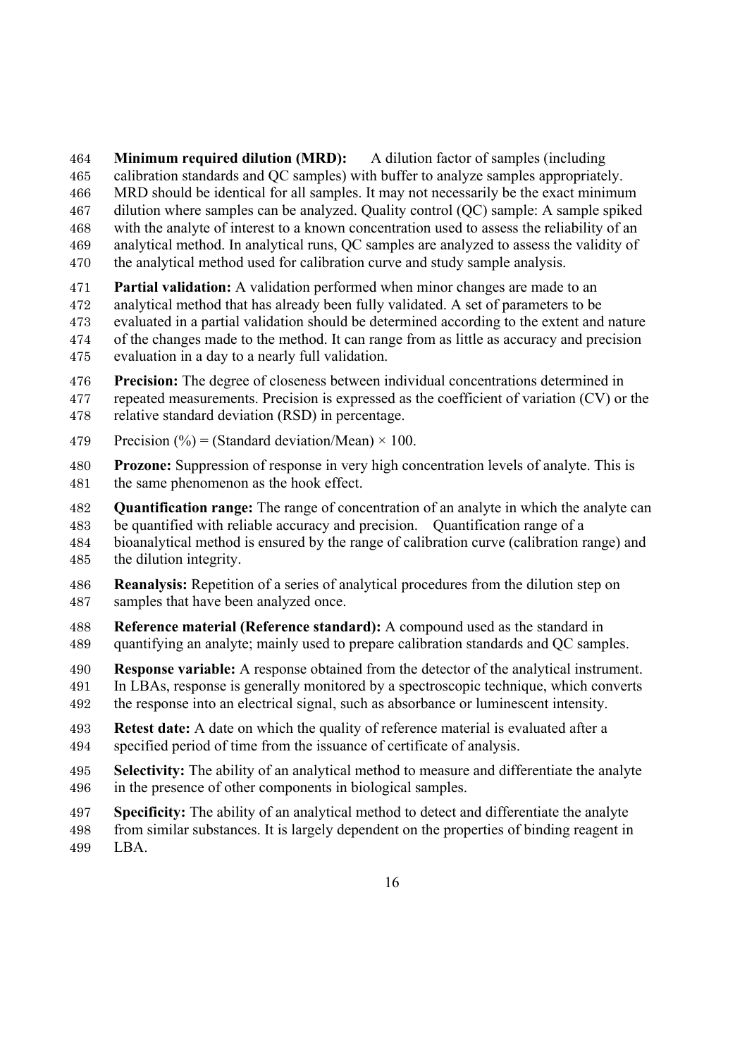**Minimum required dilution (MRD):** A dilution factor of samples (including calibration standards and QC samples) with buffer to analyze samples appropriately. MRD should be identical for all samples. It may not necessarily be the exact minimum dilution where samples can be analyzed. Quality control (QC) sample: A sample spiked with the analyte of interest to a known concentration used to assess the reliability of an analytical method. In analytical runs, QC samples are analyzed to assess the validity of the analytical method used for calibration curve and study sample analysis.

**Partial validation:** A validation performed when minor changes are made to an analytical method that has already been fully validated. A set of parameters to be evaluated in a partial validation should be determined according to the extent and nature of the changes made to the method. It can range from as little as accuracy and precision evaluation in a day to a nearly full validation.

**Precision:** The degree of closeness between individual concentrations determined in repeated measurements. Precision is expressed as the coefficient of variation (CV) or the relative standard deviation (RSD) in percentage.

Precision (%) = (Standard deviation/Mean) × 100.

**Prozone:** Suppression of response in very high concentration levels of analyte. This is the same phenomenon as the hook effect.

**Quantification range:** The range of concentration of an analyte in which the analyte can be quantified with reliable accuracy and precision. Quantification range of a bioanalytical method is ensured by the range of calibration curve (calibration range) and the dilution integrity.

**Reanalysis:** Repetition of a series of analytical procedures from the dilution step on samples that have been analyzed once.

**Reference material (Reference standard):** A compound used as the standard in quantifying an analyte; mainly used to prepare calibration standards and QC samples.

**Response variable:** A response obtained from the detector of the analytical instrument. In LBAs, response is generally monitored by a spectroscopic technique, which converts the response into an electrical signal, such as absorbance or luminescent intensity.

**Retest date:** A date on which the quality of reference material is evaluated after a specified period of time from the issuance of certificate of analysis.

**Selectivity:** The ability of an analytical method to measure and differentiate the analyte in the presence of other components in biological samples.

**Specificity:** The ability of an analytical method to detect and differentiate the analyte from similar substances. It is largely dependent on the properties of binding reagent in LBA.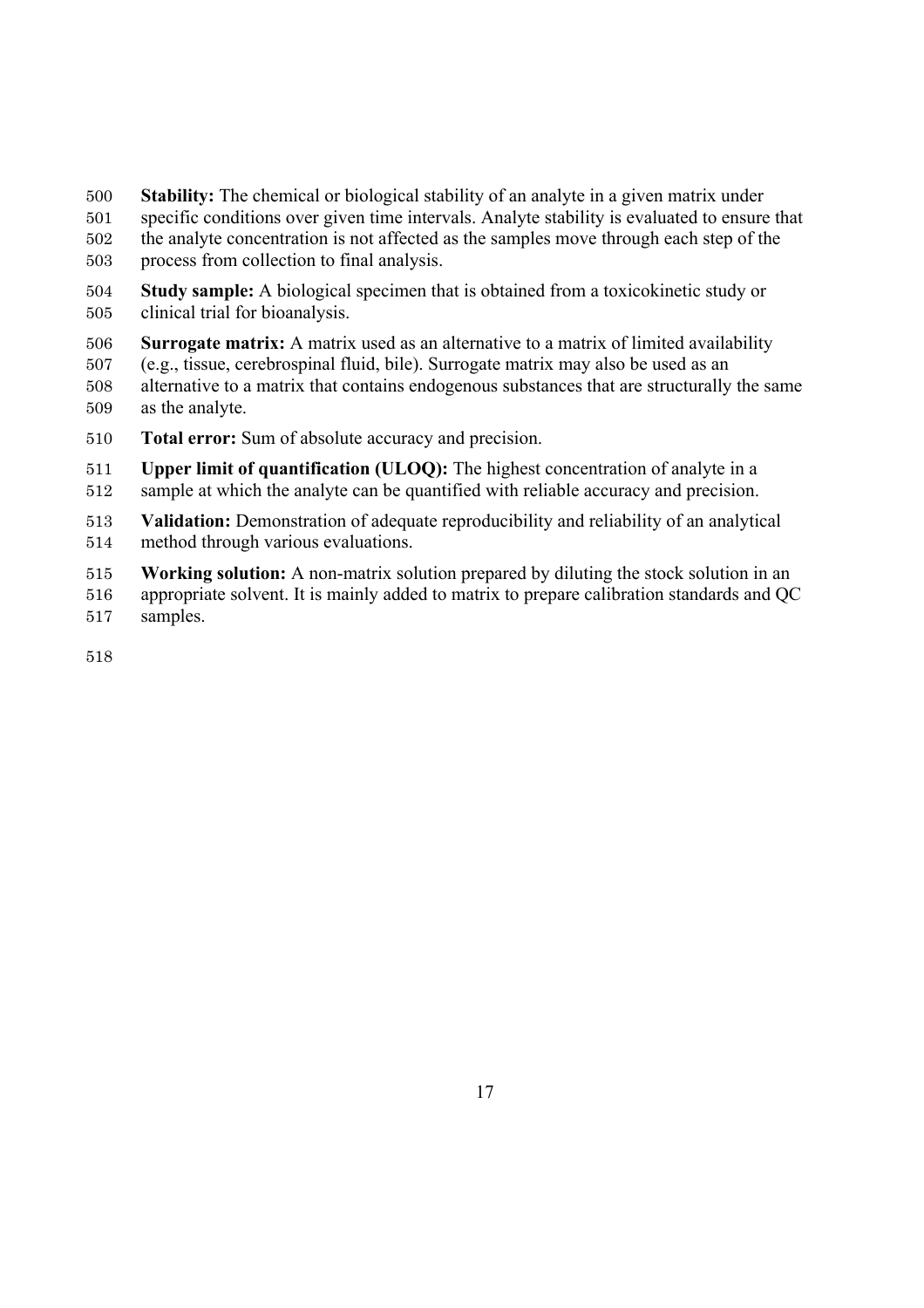**Stability:** The chemical or biological stability of an analyte in a given matrix under specific conditions over given time intervals. Analyte stability is evaluated to ensure that the analyte concentration is not affected as the samples move through each step of the process from collection to final analysis.

**Study sample:** A biological specimen that is obtained from a toxicokinetic study or clinical trial for bioanalysis.

**Surrogate matrix:** A matrix used as an alternative to a matrix of limited availability (e.g., tissue, cerebrospinal fluid, bile). Surrogate matrix may also be used as an alternative to a matrix that contains endogenous substances that are structurally the same as the analyte.

**Total error:** Sum of absolute accuracy and precision.

**Upper limit of quantification (ULOQ):** The highest concentration of analyte in a sample at which the analyte can be quantified with reliable accuracy and precision.

**Validation:** Demonstration of adequate reproducibility and reliability of an analytical method through various evaluations.

**Working solution:** A non-matrix solution prepared by diluting the stock solution in an appropriate solvent. It is mainly added to matrix to prepare calibration standards and QC samples.